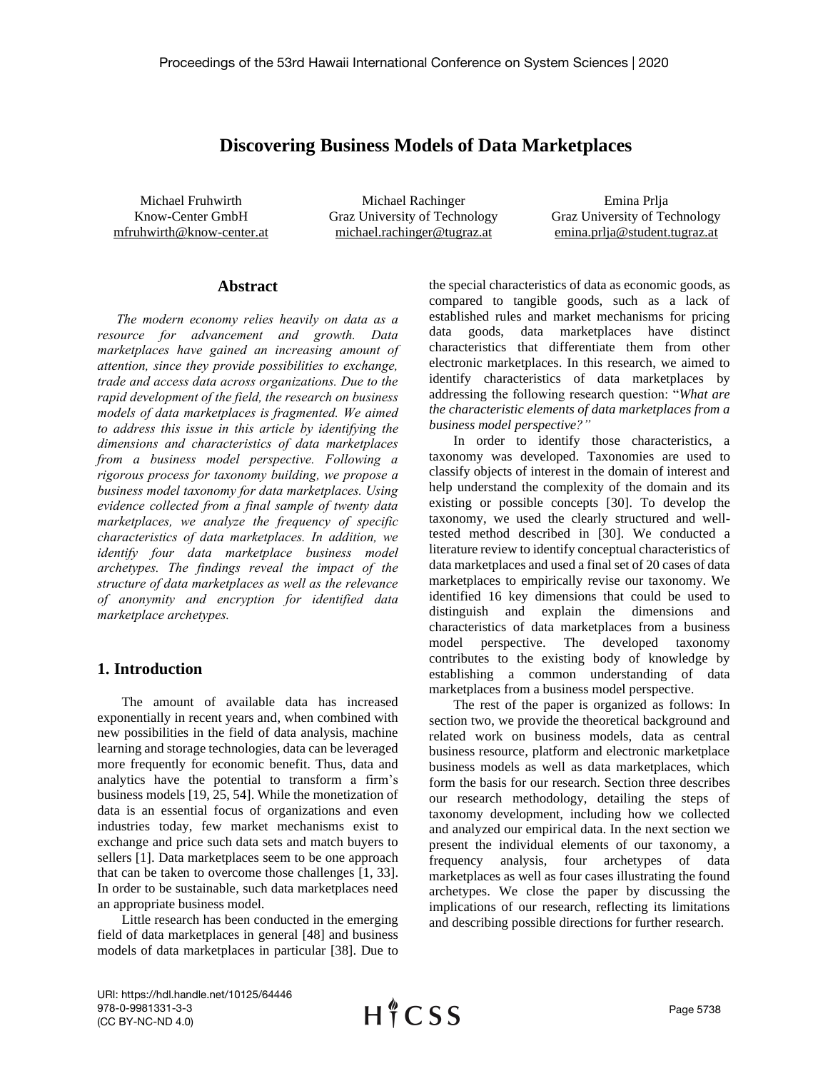# Discovering Business Models of Data Marketplaces

Michael Fruhwirth
Know-Center GmbH
mfruhwirth@know-center.at

Michael Rachinger
Graz University of Technology
michael.rachinger@tugraz.at

Emina Prlja
Graz University of Technology
emina.prlja@student.tugraz.at

## Abstract

*The modern economy relies heavily on data as a resource for advancement and growth. Data marketplaces have gained an increasing amount of attention, since they provide possibilities to exchange, trade and access data across organizations. Due to the rapid development of the field, the research on business models of data marketplaces is fragmented. We aimed to address this issue in this article by identifying the dimensions and characteristics of data marketplaces from a business model perspective. Following a rigorous process for taxonomy building, we propose a business model taxonomy for data marketplaces. Using evidence collected from a final sample of twenty data marketplaces, we analyze the frequency of specific characteristics of data marketplaces. In addition, we identify four data marketplace business model archetypes. The findings reveal the impact of the structure of data marketplaces as well as the relevance of anonymity and encryption for identified data marketplace archetypes.*

## 1. Introduction

The amount of available data has increased exponentially in recent years and, when combined with new possibilities in the field of data analysis, machine learning and storage technologies, data can be leveraged more frequently for economic benefit. Thus, data and analytics have the potential to transform a firm's business models [19, 25, 54]. While the monetization of data is an essential focus of organizations and even industries today, few market mechanisms exist to exchange and price such data sets and match buyers to sellers [1]. Data marketplaces seem to be one approach that can be taken to overcome those challenges [1, 33]. In order to be sustainable, such data marketplaces need an appropriate business model.

Little research has been conducted in the emerging field of data marketplaces in general [48] and business models of data marketplaces in particular [38]. Due to the special characteristics of data as economic goods, as compared to tangible goods, such as a lack of established rules and market mechanisms for pricing data goods, data marketplaces have distinct characteristics that differentiate them from other electronic marketplaces. In this research, we aimed to identify characteristics of data marketplaces by addressing the following research question: "*What are the characteristic elements of data marketplaces from a business model perspective?"*

In order to identify those characteristics, a taxonomy was developed. Taxonomies are used to classify objects of interest in the domain of interest and help understand the complexity of the domain and its existing or possible concepts [30]. To develop the taxonomy, we used the clearly structured and well-tested method described in [30]. We conducted a literature review to identify conceptual characteristics of data marketplaces and used a final set of 20 cases of data marketplaces to empirically revise our taxonomy. We identified 16 key dimensions that could be used to distinguish and explain the dimensions and characteristics of data marketplaces from a business model perspective. The developed taxonomy contributes to the existing body of knowledge by establishing a common understanding of data marketplaces from a business model perspective.

The rest of the paper is organized as follows: In section two, we provide the theoretical background and related work on business models, data as central business resource, platform and electronic marketplace business models as well as data marketplaces, which form the basis for our research. Section three describes our research methodology, detailing the steps of taxonomy development, including how we collected and analyzed our empirical data. In the next section we present the individual elements of our taxonomy, a frequency analysis, four archetypes of data marketplaces as well as four cases illustrating the found archetypes. We close the paper by discussing the implications of our research, reflecting its limitations and describing possible directions for further research.

URI: https://hdl.handle.net/10125/64446
978-0-9981331-3-3
(CC BY-NC-ND 4.0)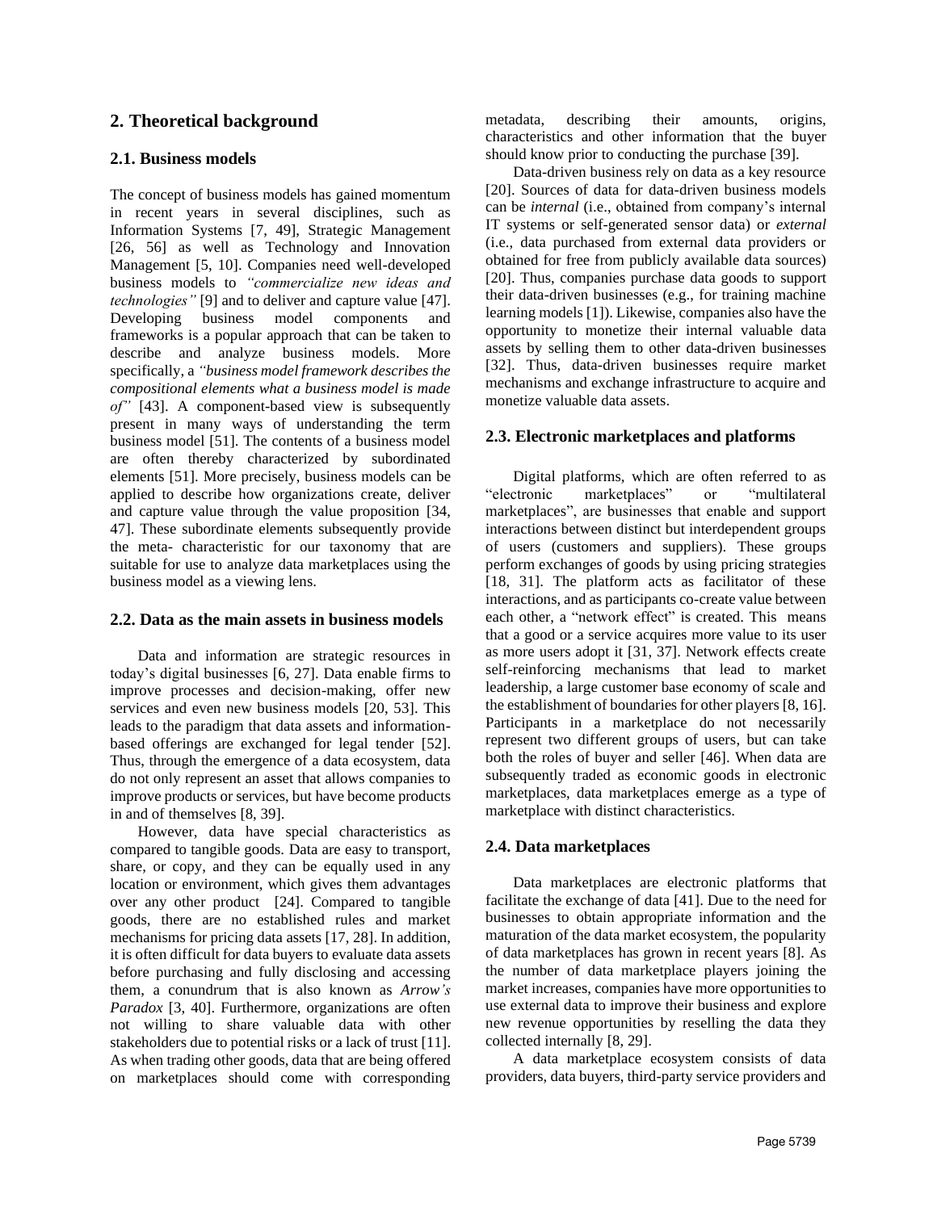## 2. Theoretical background

### 2.1. Business models

The concept of business models has gained momentum in recent years in several disciplines, such as Information Systems [7, 49], Strategic Management [26, 56] as well as Technology and Innovation Management [5, 10]. Companies need well-developed business models to *"commercialize new ideas and technologies"* [9] and to deliver and capture value [47]. Developing business model components and frameworks is a popular approach that can be taken to describe and analyze business models. More specifically, a *"business model framework describes the compositional elements what a business model is made of"* [43]. A component-based view is subsequently present in many ways of understanding the term business model [51]. The contents of a business model are often thereby characterized by subordinated elements [51]. More precisely, business models can be applied to describe how organizations create, deliver and capture value through the value proposition [34, 47]. These subordinate elements subsequently provide the meta- characteristic for our taxonomy that are suitable for use to analyze data marketplaces using the business model as a viewing lens.

### 2.2. Data as the main assets in business models

Data and information are strategic resources in today's digital businesses [6, 27]. Data enable firms to improve processes and decision-making, offer new services and even new business models [20, 53]. This leads to the paradigm that data assets and information-based offerings are exchanged for legal tender [52]. Thus, through the emergence of a data ecosystem, data do not only represent an asset that allows companies to improve products or services, but have become products in and of themselves [8, 39].

However, data have special characteristics as compared to tangible goods. Data are easy to transport, share, or copy, and they can be equally used in any location or environment, which gives them advantages over any other product [24]. Compared to tangible goods, there are no established rules and market mechanisms for pricing data assets [17, 28]. In addition, it is often difficult for data buyers to evaluate data assets before purchasing and fully disclosing and accessing them, a conundrum that is also known as *Arrow's Paradox* [3, 40]. Furthermore, organizations are often not willing to share valuable data with other stakeholders due to potential risks or a lack of trust [11]. As when trading other goods, data that are being offered on marketplaces should come with corresponding metadata, describing their amounts, origins, characteristics and other information that the buyer should know prior to conducting the purchase [39].

Data-driven business rely on data as a key resource [20]. Sources of data for data-driven business models can be *internal* (i.e., obtained from company's internal IT systems or self-generated sensor data) or *external* (i.e., data purchased from external data providers or obtained for free from publicly available data sources) [20]. Thus, companies purchase data goods to support their data-driven businesses (e.g., for training machine learning models [1]). Likewise, companies also have the opportunity to monetize their internal valuable data assets by selling them to other data-driven businesses [32]. Thus, data-driven businesses require market mechanisms and exchange infrastructure to acquire and monetize valuable data assets.

### 2.3. Electronic marketplaces and platforms

Digital platforms, which are often referred to as "electronic marketplaces" or "multilateral marketplaces", are businesses that enable and support interactions between distinct but interdependent groups of users (customers and suppliers). These groups perform exchanges of goods by using pricing strategies [18, 31]. The platform acts as facilitator of these interactions, and as participants co-create value between each other, a "network effect" is created. This means that a good or a service acquires more value to its user as more users adopt it [31, 37]. Network effects create self-reinforcing mechanisms that lead to market leadership, a large customer base economy of scale and the establishment of boundaries for other players [8, 16]. Participants in a marketplace do not necessarily represent two different groups of users, but can take both the roles of buyer and seller [46]. When data are subsequently traded as economic goods in electronic marketplaces, data marketplaces emerge as a type of marketplace with distinct characteristics.

### 2.4. Data marketplaces

Data marketplaces are electronic platforms that facilitate the exchange of data [41]. Due to the need for businesses to obtain appropriate information and the maturation of the data market ecosystem, the popularity of data marketplaces has grown in recent years [8]. As the number of data marketplace players joining the market increases, companies have more opportunities to use external data to improve their business and explore new revenue opportunities by reselling the data they collected internally [8, 29].

A data marketplace ecosystem consists of data providers, data buyers, third-party service providers and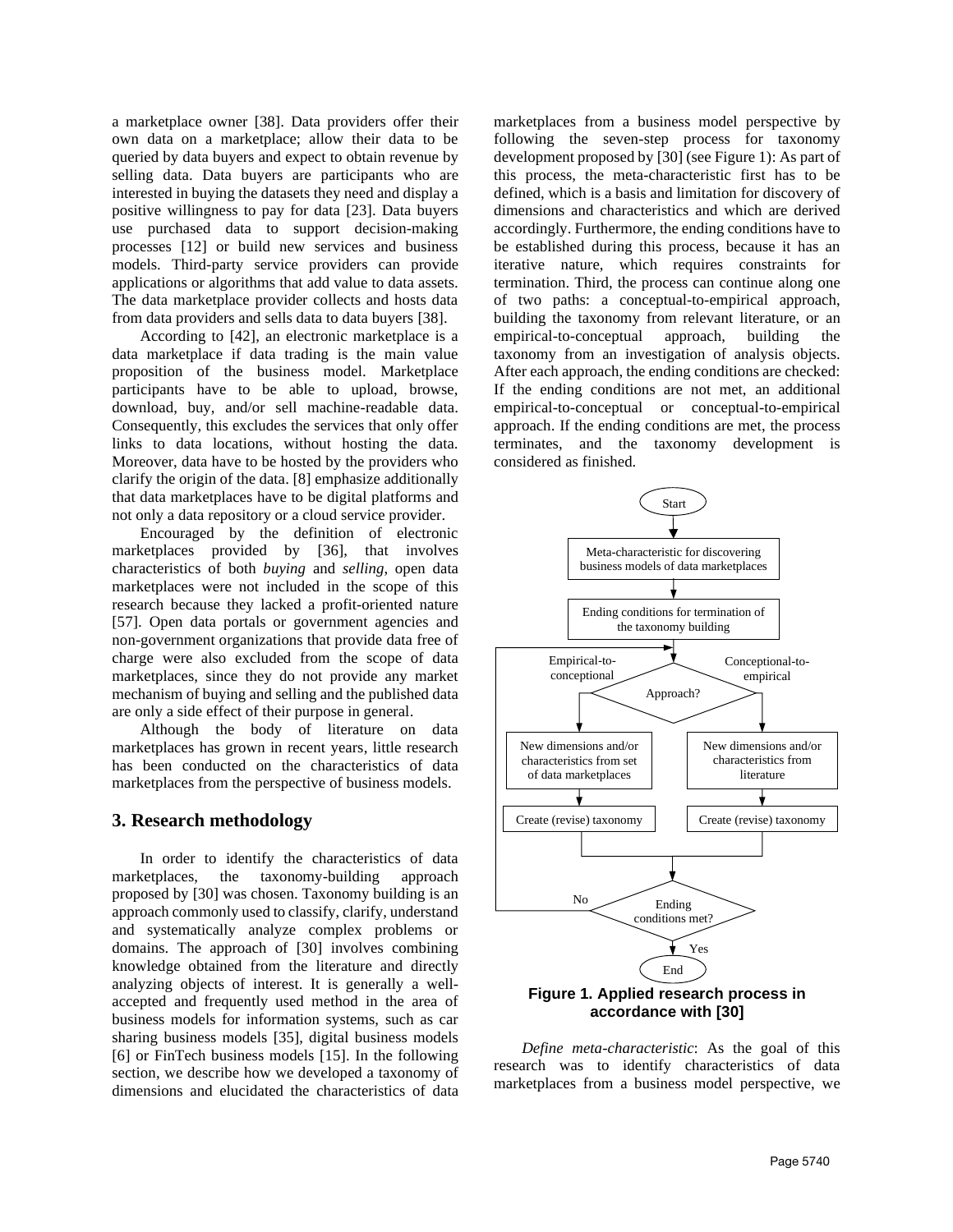a marketplace owner [38]. Data providers offer their own data on a marketplace; allow their data to be queried by data buyers and expect to obtain revenue by selling data. Data buyers are participants who are interested in buying the datasets they need and display a positive willingness to pay for data [23]. Data buyers use purchased data to support decision-making processes [12] or build new services and business models. Third-party service providers can provide applications or algorithms that add value to data assets. The data marketplace provider collects and hosts data from data providers and sells data to data buyers [38].

According to [42], an electronic marketplace is a data marketplace if data trading is the main value proposition of the business model. Marketplace participants have to be able to upload, browse, download, buy, and/or sell machine-readable data. Consequently, this excludes the services that only offer links to data locations, without hosting the data. Moreover, data have to be hosted by the providers who clarify the origin of the data. [8] emphasize additionally that data marketplaces have to be digital platforms and not only a data repository or a cloud service provider.

Encouraged by the definition of electronic marketplaces provided by [36], that involves characteristics of both *buying* and *selling*, open data marketplaces were not included in the scope of this research because they lacked a profit-oriented nature [57]. Open data portals or government agencies and non-government organizations that provide data free of charge were also excluded from the scope of data marketplaces, since they do not provide any market mechanism of buying and selling and the published data are only a side effect of their purpose in general.

Although the body of literature on data marketplaces has grown in recent years, little research has been conducted on the characteristics of data marketplaces from the perspective of business models.

## 3. Research methodology

In order to identify the characteristics of data marketplaces, the taxonomy-building approach proposed by [30] was chosen. Taxonomy building is an approach commonly used to classify, clarify, understand and systematically analyze complex problems or domains. The approach of [30] involves combining knowledge obtained from the literature and directly analyzing objects of interest. It is generally a well-accepted and frequently used method in the area of business models for information systems, such as car sharing business models [35], digital business models [6] or FinTech business models [15]. In the following section, we describe how we developed a taxonomy of dimensions and elucidated the characteristics of data marketplaces from a business model perspective by following the seven-step process for taxonomy development proposed by [30] (see Figure 1): As part of this process, the meta-characteristic first has to be defined, which is a basis and limitation for discovery of dimensions and characteristics and which are derived accordingly. Furthermore, the ending conditions have to be established during this process, because it has an iterative nature, which requires constraints for termination. Third, the process can continue along one of two paths: a conceptual-to-empirical approach, building the taxonomy from relevant literature, or an empirical-to-conceptual approach, building the taxonomy from an investigation of analysis objects. After each approach, the ending conditions are checked: If the ending conditions are not met, an additional empirical-to-conceptual or conceptual-to-empirical approach. If the ending conditions are met, the process terminates, and the taxonomy development is considered as finished.

Start → Meta-characteristic for discovering business models of data marketplaces → Ending conditions for termination of the taxonomy building → Approach? (Empirical-to-conceptual: New dimensions and/or characteristics from set of data marketplaces → Create (revise) taxonomy; Conceptional-to-empirical: New dimensions and/or characteristics from literature → Create (revise) taxonomy) → Ending conditions met? (No → Approach?; Yes → End)

**Figure 1. Applied research process in accordance with [30]**

*Define meta-characteristic*: As the goal of this research was to identify characteristics of data marketplaces from a business model perspective, we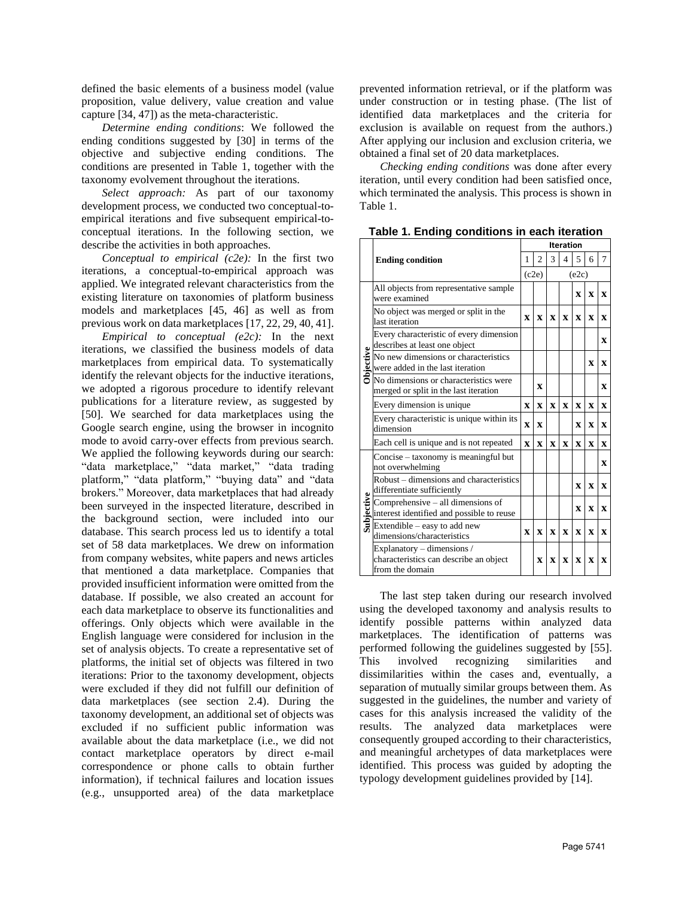defined the basic elements of a business model (value proposition, value delivery, value creation and value capture [34, 47]) as the meta-characteristic.

*Determine ending conditions*: We followed the ending conditions suggested by [30] in terms of the objective and subjective ending conditions. The conditions are presented in Table 1, together with the taxonomy evolvement throughout the iterations.

*Select approach:* As part of our taxonomy development process, we conducted two conceptual-to-empirical iterations and five subsequent empirical-to-conceptual iterations. In the following section, we describe the activities in both approaches.

*Conceptual to empirical (c2e):* In the first two iterations, a conceptual-to-empirical approach was applied. We integrated relevant characteristics from the existing literature on taxonomies of platform business models and marketplaces [45, 46] as well as from previous work on data marketplaces [17, 22, 29, 40, 41].

*Empirical to conceptual (e2c):* In the next iterations, we classified the business models of data marketplaces from empirical data. To systematically identify the relevant objects for the inductive iterations, we adopted a rigorous procedure to identify relevant publications for a literature review, as suggested by [50]. We searched for data marketplaces using the Google search engine, using the browser in incognito mode to avoid carry-over effects from previous search. We applied the following keywords during our search: "data marketplace," "data market," "data trading platform," "data platform," "buying data" and "data brokers." Moreover, data marketplaces that had already been surveyed in the inspected literature, described in the background section, were included into our database. This search process led us to identify a total set of 58 data marketplaces. We drew on information from company websites, white papers and news articles that mentioned a data marketplace. Companies that provided insufficient information were omitted from the database. If possible, we also created an account for each data marketplace to observe its functionalities and offerings. Only objects which were available in the English language were considered for inclusion in the set of analysis objects. To create a representative set of platforms, the initial set of objects was filtered in two iterations: Prior to the taxonomy development, objects were excluded if they did not fulfill our definition of data marketplaces (see section 2.4). During the taxonomy development, an additional set of objects was excluded if no sufficient public information was available about the data marketplace (i.e., we did not contact marketplace operators by direct e-mail correspondence or phone calls to obtain further information), if technical failures and location issues (e.g., unsupported area) of the data marketplace prevented information retrieval, or if the platform was under construction or in testing phase. (The list of identified data marketplaces and the criteria for exclusion is available on request from the authors.) After applying our inclusion and exclusion criteria, we obtained a final set of 20 data marketplaces.

*Checking ending conditions* was done after every iteration, until every condition had been satisfied once, which terminated the analysis. This process is shown in Table 1.

**Table 1. Ending conditions in each iteration**

| | Ending condition | Iteration | | | | | | |
|---|---|---|---|---|---|---|---|---|
| | | 1 | 2 | 3 | 4 | 5 | 6 | 7 |
| | | (c2e) | | (e2c) | | | | |
| Objective | All objects from representative sample were examined | | | | | x | x | x |
| | No object was merged or split in the last iteration | x | x | x | x | x | x | x |
| | Every characteristic of every dimension describes at least one object | | | | | | | x |
| | No new dimensions or characteristics were added in the last iteration | | | | | | x | x |
| | No dimensions or characteristics were merged or split in the last iteration | | x | | | | | x |
| | Every dimension is unique | x | x | x | x | x | x | x |
| | Every characteristic is unique within its dimension | x | x | | | x | x | x |
| | Each cell is unique and is not repeated | x | x | x | x | x | x | x |
| Subjective | Concise – taxonomy is meaningful but not overwhelming | | | | | | | x |
| | Robust – dimensions and characteristics differentiate sufficiently | | | | | x | x | x |
| | Comprehensive – all dimensions of interest identified and possible to reuse | | | | | x | x | x |
| | Extendible – easy to add new dimensions/characteristics | x | x | x | x | x | x | x |
| | Explanatory – dimensions / characteristics can describe an object from the domain | | x | x | x | x | x | x |

The last step taken during our research involved using the developed taxonomy and analysis results to identify possible patterns within analyzed data marketplaces. The identification of patterns was performed following the guidelines suggested by [55]. This involved recognizing similarities and dissimilarities within the cases and, eventually, a separation of mutually similar groups between them. As suggested in the guidelines, the number and variety of cases for this analysis increased the validity of the results. The analyzed data marketplaces were consequently grouped according to their characteristics, and meaningful archetypes of data marketplaces were identified. This process was guided by adopting the typology development guidelines provided by [14].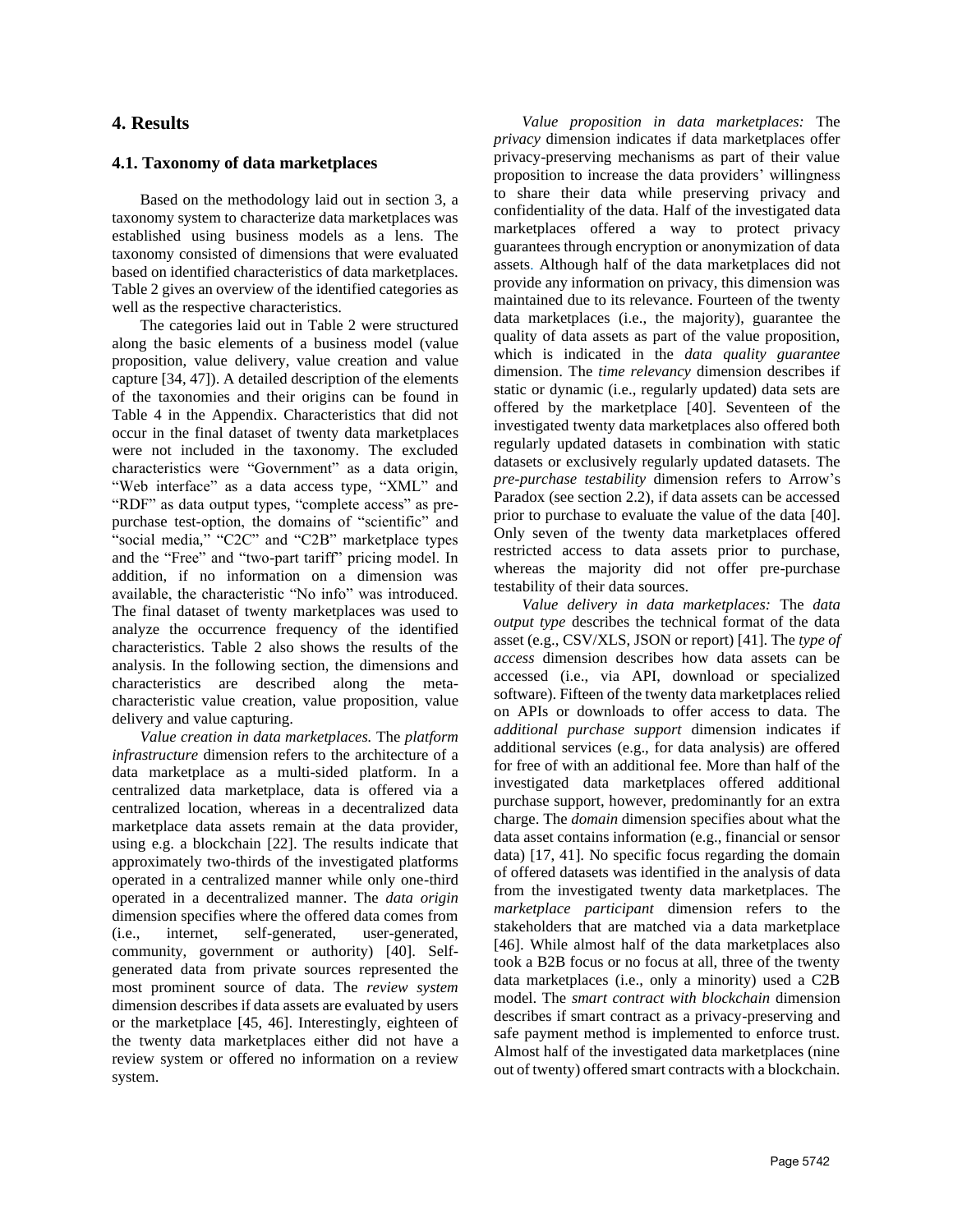## 4. Results

### 4.1. Taxonomy of data marketplaces

Based on the methodology laid out in section 3, a taxonomy system to characterize data marketplaces was established using business models as a lens. The taxonomy consisted of dimensions that were evaluated based on identified characteristics of data marketplaces. Table 2 gives an overview of the identified categories as well as the respective characteristics.

The categories laid out in Table 2 were structured along the basic elements of a business model (value proposition, value delivery, value creation and value capture [34, 47]). A detailed description of the elements of the taxonomies and their origins can be found in Table 4 in the Appendix. Characteristics that did not occur in the final dataset of twenty data marketplaces were not included in the taxonomy. The excluded characteristics were "Government" as a data origin, "Web interface" as a data access type, "XML" and "RDF" as data output types, "complete access" as pre-purchase test-option, the domains of "scientific" and "social media," "C2C" and "C2B" marketplace types and the "Free" and "two-part tariff" pricing model. In addition, if no information on a dimension was available, the characteristic "No info" was introduced. The final dataset of twenty marketplaces was used to analyze the occurrence frequency of the identified characteristics. Table 2 also shows the results of the analysis. In the following section, the dimensions and characteristics are described along the meta-characteristic value creation, value proposition, value delivery and value capturing.

*Value creation in data marketplaces.* The *platform infrastructure* dimension refers to the architecture of a data marketplace as a multi-sided platform. In a centralized data marketplace, data is offered via a centralized location, whereas in a decentralized data marketplace data assets remain at the data provider, using e.g. a blockchain [22]. The results indicate that approximately two-thirds of the investigated platforms operated in a centralized manner while only one-third operated in a decentralized manner. The *data origin* dimension specifies where the offered data comes from (i.e., internet, self-generated, user-generated, community, government or authority) [40]. Self-generated data from private sources represented the most prominent source of data. The *review system* dimension describes if data assets are evaluated by users or the marketplace [45, 46]. Interestingly, eighteen of the twenty data marketplaces either did not have a review system or offered no information on a review system.

*Value proposition in data marketplaces:* The *privacy* dimension indicates if data marketplaces offer privacy-preserving mechanisms as part of their value proposition to increase the data providers' willingness to share their data while preserving privacy and confidentiality of the data. Half of the investigated data marketplaces offered a way to protect privacy guarantees through encryption or anonymization of data assets. Although half of the data marketplaces did not provide any information on privacy, this dimension was maintained due to its relevance. Fourteen of the twenty data marketplaces (i.e., the majority), guarantee the quality of data assets as part of the value proposition, which is indicated in the *data quality guarantee* dimension. The *time relevancy* dimension describes if static or dynamic (i.e., regularly updated) data sets are offered by the marketplace [40]. Seventeen of the investigated twenty data marketplaces also offered both regularly updated datasets in combination with static datasets or exclusively regularly updated datasets. The *pre-purchase testability* dimension refers to Arrow's Paradox (see section 2.2), if data assets can be accessed prior to purchase to evaluate the value of the data [40]. Only seven of the twenty data marketplaces offered restricted access to data assets prior to purchase, whereas the majority did not offer pre-purchase testability of their data sources.

*Value delivery in data marketplaces:* The *data output type* describes the technical format of the data asset (e.g., CSV/XLS, JSON or report) [41]. The *type of access* dimension describes how data assets can be accessed (i.e., via API, download or specialized software). Fifteen of the twenty data marketplaces relied on APIs or downloads to offer access to data. The *additional purchase support* dimension indicates if additional services (e.g., for data analysis) are offered for free of with an additional fee. More than half of the investigated data marketplaces offered additional purchase support, however, predominantly for an extra charge. The *domain* dimension specifies about what the data asset contains information (e.g., financial or sensor data) [17, 41]. No specific focus regarding the domain of offered datasets was identified in the analysis of data from the investigated twenty data marketplaces. The *marketplace participant* dimension refers to the stakeholders that are matched via a data marketplace [46]. While almost half of the data marketplaces also took a B2B focus or no focus at all, three of the twenty data marketplaces (i.e., only a minority) used a C2B model. The *smart contract with blockchain* dimension describes if smart contract as a privacy-preserving and safe payment method is implemented to enforce trust. Almost half of the investigated data marketplaces (nine out of twenty) offered smart contracts with a blockchain.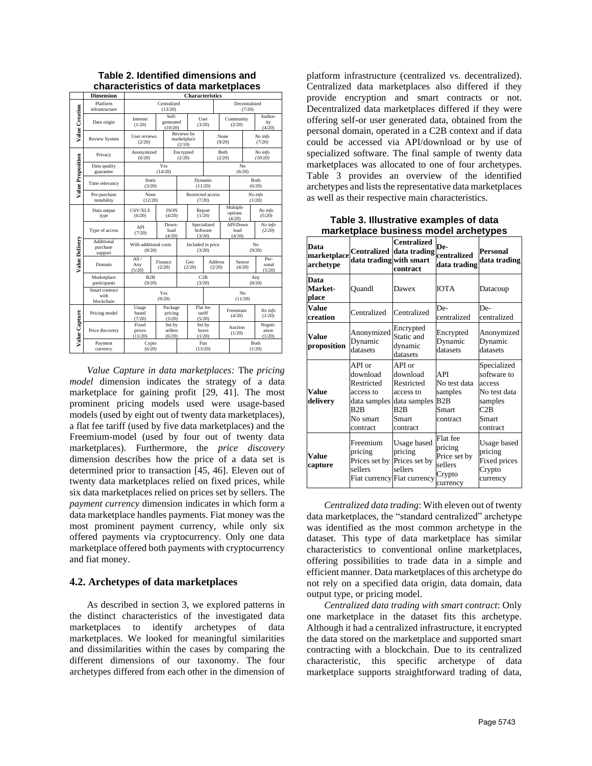**Table 2. Identified dimensions and characteristics of data marketplaces**

| | Dimension | Characteristics | | | | | |
|---|---|---|---|---|---|---|---|
| Value Creation | Platform infrastructure | Centralized (13/20) | | | Decentralized (7/20) | | |
| | Data origin | Internet (1/20) | Self-generated (10/20) | User (3/20) | Community (2/20) | Authority (4/20) | |
| | Review System | User reviews (2/20) | Reviews by marketplace (2/10) | None (9/20) | *No info (7/20)* | | |
| Value Proposition | Privacy | Anonymized (6/20) | Encrypted (2/20) | Both (2/20) | *No info (10/20)* | | |
| | Data quality guarantee | Yes (14/20) | | No (6/20) | | | |
| | Time relevancy | Static (3/20) | Dynamic (11/20) | Both (6/20) | | | |
| | Pre-purchase testability | None (12/20) | Restricted access (7/20) | *No info (1/20)* | | | |
| Value Delivery | Data output type | CSV/XLS (6/20) | JSON (4/20) | Report (1/20) | Multiple options (4/20) | *No info (5/20)* | |
| | Type of access | API (7/20) | Download (4/20) | Specialized Software (3/20) | API/Download (4/20) | *No info (2/20)* | |
| | Additional purchase support | With additional costs (8/20) | Included in price (3/20) | No (9/20) | | | |
| | Domain | All / Any (5/20) | Finance (2/20) | Geo (2/20) | Address (2/20) | Sensor (4/20) | Personal (5/20) |
| | Marketplace participants | B2B (9/20) | C2B (3/20) | Any (8/20) | | | |
| | Smart contract with blockchain | Yes (9/20) | | No (11/20) | | | |
| Value Capture | Pricing model | Usage based (7/20) | Package pricing (3/20) | Flat fee tariff (5/20) | Freemium (4/20) | *No info (1/20)* | |
| | Price discovery | Fixed prices (11/20) | Set by sellers (6/20) | Set by byers (1/20) | Auction (1/20) | Negotiation (1/20) | |
| | Payment currency | Cypto (6/20) | Fiat (13/20) | Both (1/20) | | | |

*Value Capture in data marketplaces:* The *pricing model* dimension indicates the strategy of a data marketplace for gaining profit [29, 41]. The most prominent pricing models used were usage-based models (used by eight out of twenty data marketplaces), a flat fee tariff (used by five data marketplaces) and the Freemium-model (used by four out of twenty data marketplaces). Furthermore, the *price discovery* dimension describes how the price of a data set is determined prior to transaction [45, 46]. Eleven out of twenty data marketplaces relied on fixed prices, while six data marketplaces relied on prices set by sellers. The *payment currency* dimension indicates in which form a data marketplace handles payments. Fiat money was the most prominent payment currency, while only six offered payments via cryptocurrency. Only one data marketplace offered both payments with cryptocurrency and fiat money.

## 4.2. Archetypes of data marketplaces

As described in section 3, we explored patterns in the distinct characteristics of the investigated data marketplaces to identify archetypes of data marketplaces. We looked for meaningful similarities and dissimilarities within the cases by comparing the different dimensions of our taxonomy. The four archetypes differed from each other in the dimension of platform infrastructure (centralized vs. decentralized). Centralized data marketplaces also differed if they provide encryption and smart contracts or not. Decentralized data marketplaces differed if they were offering self-or user generated data, obtained from the personal domain, operated in a C2B context and if data could be accessed via API/download or by use of specialized software. The final sample of twenty data marketplaces was allocated to one of four archetypes. Table 3 provides an overview of the identified archetypes and lists the representative data marketplaces as well as their respective main characteristics.

**Table 3. Illustrative examples of data marketplace business model archetypes**

| Data marketplace archetype | Centralized data trading | Centralized data trading with smart contract | De-centralized data trading | Personal data trading |
|---|---|---|---|---|
| **Data Market-place** | Quandl | Dawex | IOTA | Datacoup |
| **Value creation** | Centralized | Centralized | De-centralized | De-centralized |
| **Value proposition** | Anonymized<br>Dynamic datasets | Encrypted<br>Static and dynamic datasets | Encrypted<br>Dynamic datasets | Anonymized<br>Dynamic datasets |
| **Value delivery** | API or download<br>Restricted access to data samples<br>B2B<br>No smart contract | API or download<br>Restricted access to data samples<br>B2B<br>Smart contract | API<br>No test data samples<br>B2B<br>Smart contract | Specialized software to access<br>No test data samples<br>C2B<br>Smart contract |
| **Value capture** | Freemium pricing<br>Prices set by sellers<br>Fiat currency | Usage based pricing<br>Prices set by sellers<br>Fiat currency | Flat fee pricing<br>Price set by sellers<br>Crypto currency | Usage based pricing<br>Fixed prices<br>Crypto currency |

*Centralized data trading*: With eleven out of twenty data marketplaces, the "standard centralized" archetype was identified as the most common archetype in the dataset. This type of data marketplace has similar characteristics to conventional online marketplaces, offering possibilities to trade data in a simple and efficient manner. Data marketplaces of this archetype do not rely on a specified data origin, data domain, data output type, or pricing model.

*Centralized data trading with smart contract*: Only one marketplace in the dataset fits this archetype. Although it had a centralized infrastructure, it encrypted the data stored on the marketplace and supported smart contracting with a blockchain. Due to its centralized characteristic, this specific archetype of data marketplace supports straightforward trading of data,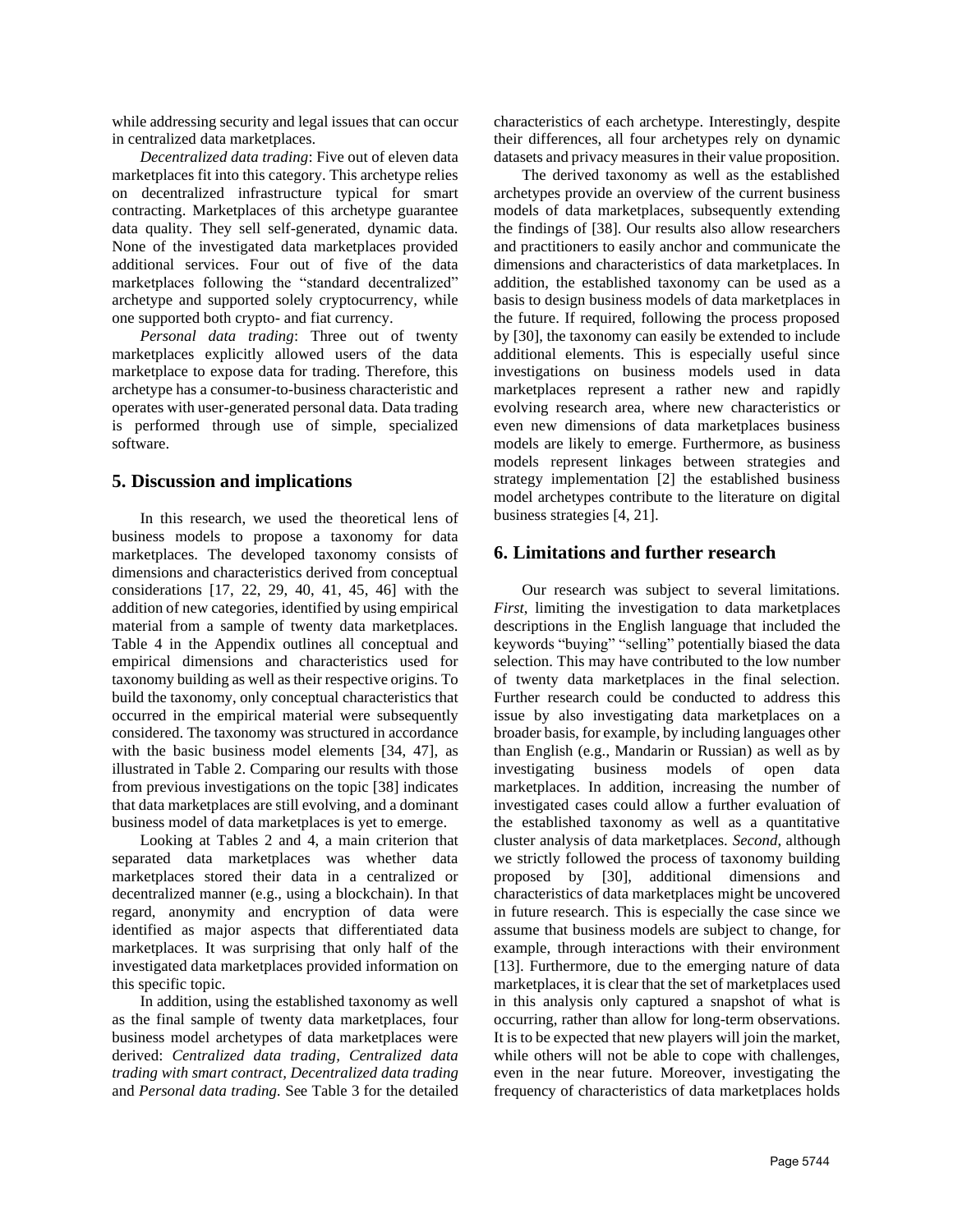while addressing security and legal issues that can occur in centralized data marketplaces.

*Decentralized data trading*: Five out of eleven data marketplaces fit into this category. This archetype relies on decentralized infrastructure typical for smart contracting. Marketplaces of this archetype guarantee data quality. They sell self-generated, dynamic data. None of the investigated data marketplaces provided additional services. Four out of five of the data marketplaces following the "standard decentralized" archetype and supported solely cryptocurrency, while one supported both crypto- and fiat currency.

*Personal data trading*: Three out of twenty marketplaces explicitly allowed users of the data marketplace to expose data for trading. Therefore, this archetype has a consumer-to-business characteristic and operates with user-generated personal data. Data trading is performed through use of simple, specialized software.

## 5. Discussion and implications

In this research, we used the theoretical lens of business models to propose a taxonomy for data marketplaces. The developed taxonomy consists of dimensions and characteristics derived from conceptual considerations [17, 22, 29, 40, 41, 45, 46] with the addition of new categories, identified by using empirical material from a sample of twenty data marketplaces. Table 4 in the Appendix outlines all conceptual and empirical dimensions and characteristics used for taxonomy building as well as their respective origins. To build the taxonomy, only conceptual characteristics that occurred in the empirical material were subsequently considered. The taxonomy was structured in accordance with the basic business model elements [34, 47], as illustrated in Table 2. Comparing our results with those from previous investigations on the topic [38] indicates that data marketplaces are still evolving, and a dominant business model of data marketplaces is yet to emerge.

Looking at Tables 2 and 4, a main criterion that separated data marketplaces was whether data marketplaces stored their data in a centralized or decentralized manner (e.g., using a blockchain). In that regard, anonymity and encryption of data were identified as major aspects that differentiated data marketplaces. It was surprising that only half of the investigated data marketplaces provided information on this specific topic.

In addition, using the established taxonomy as well as the final sample of twenty data marketplaces, four business model archetypes of data marketplaces were derived: *Centralized data trading*, *Centralized data trading with smart contract*, *Decentralized data trading* and *Personal data trading*. See Table 3 for the detailed characteristics of each archetype. Interestingly, despite their differences, all four archetypes rely on dynamic datasets and privacy measures in their value proposition.

The derived taxonomy as well as the established archetypes provide an overview of the current business models of data marketplaces, subsequently extending the findings of [38]. Our results also allow researchers and practitioners to easily anchor and communicate the dimensions and characteristics of data marketplaces. In addition, the established taxonomy can be used as a basis to design business models of data marketplaces in the future. If required, following the process proposed by [30], the taxonomy can easily be extended to include additional elements. This is especially useful since investigations on business models used in data marketplaces represent a rather new and rapidly evolving research area, where new characteristics or even new dimensions of data marketplaces business models are likely to emerge. Furthermore, as business models represent linkages between strategies and strategy implementation [2] the established business model archetypes contribute to the literature on digital business strategies [4, 21].

## 6. Limitations and further research

Our research was subject to several limitations. *First*, limiting the investigation to data marketplaces descriptions in the English language that included the keywords "buying" "selling" potentially biased the data selection. This may have contributed to the low number of twenty data marketplaces in the final selection. Further research could be conducted to address this issue by also investigating data marketplaces on a broader basis, for example, by including languages other than English (e.g., Mandarin or Russian) as well as by investigating business models of open data marketplaces. In addition, increasing the number of investigated cases could allow a further evaluation of the established taxonomy as well as a quantitative cluster analysis of data marketplaces. *Second*, although we strictly followed the process of taxonomy building proposed by [30], additional dimensions and characteristics of data marketplaces might be uncovered in future research. This is especially the case since we assume that business models are subject to change, for example, through interactions with their environment [13]. Furthermore, due to the emerging nature of data marketplaces, it is clear that the set of marketplaces used in this analysis only captured a snapshot of what is occurring, rather than allow for long-term observations. It is to be expected that new players will join the market, while others will not be able to cope with challenges, even in the near future. Moreover, investigating the frequency of characteristics of data marketplaces holds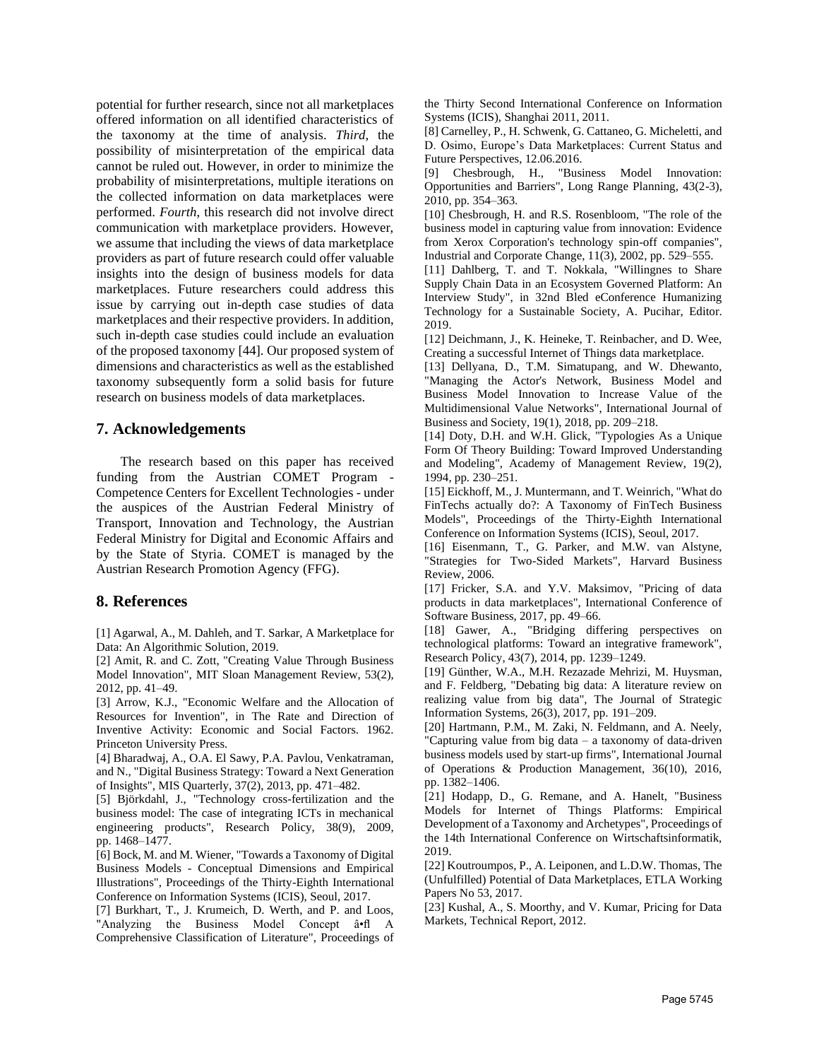potential for further research, since not all marketplaces offered information on all identified characteristics of the taxonomy at the time of analysis. *Third*, the possibility of misinterpretation of the empirical data cannot be ruled out. However, in order to minimize the probability of misinterpretations, multiple iterations on the collected information on data marketplaces were performed. *Fourth*, this research did not involve direct communication with marketplace providers. However, we assume that including the views of data marketplace providers as part of future research could offer valuable insights into the design of business models for data marketplaces. Future researchers could address this issue by carrying out in-depth case studies of data marketplaces and their respective providers. In addition, such in-depth case studies could include an evaluation of the proposed taxonomy [44]. Our proposed system of dimensions and characteristics as well as the established taxonomy subsequently form a solid basis for future research on business models of data marketplaces.

## 7. Acknowledgements

The research based on this paper has received funding from the Austrian COMET Program - Competence Centers for Excellent Technologies - under the auspices of the Austrian Federal Ministry of Transport, Innovation and Technology, the Austrian Federal Ministry for Digital and Economic Affairs and by the State of Styria. COMET is managed by the Austrian Research Promotion Agency (FFG).

## 8. References

[1] Agarwal, A., M. Dahleh, and T. Sarkar, A Marketplace for Data: An Algorithmic Solution, 2019.

[2] Amit, R. and C. Zott, "Creating Value Through Business Model Innovation", MIT Sloan Management Review, 53(2), 2012, pp. 41–49.

[3] Arrow, K.J., "Economic Welfare and the Allocation of Resources for Invention", in The Rate and Direction of Inventive Activity: Economic and Social Factors. 1962. Princeton University Press.

[4] Bharadwaj, A., O.A. El Sawy, P.A. Pavlou, Venkatraman, and N., "Digital Business Strategy: Toward a Next Generation of Insights", MIS Quarterly, 37(2), 2013, pp. 471–482.

[5] Björkdahl, J., "Technology cross-fertilization and the business model: The case of integrating ICTs in mechanical engineering products", Research Policy, 38(9), 2009, pp. 1468–1477.

[6] Bock, M. and M. Wiener, "Towards a Taxonomy of Digital Business Models - Conceptual Dimensions and Empirical Illustrations", Proceedings of the Thirty-Eighth International Conference on Information Systems (ICIS), Seoul, 2017.

[7] Burkhart, T., J. Krumeich, D. Werth, and P. and Loos, "Analyzing the Business Model Concept â•fl A Comprehensive Classification of Literature", Proceedings of the Thirty Second International Conference on Information Systems (ICIS), Shanghai 2011, 2011.

[8] Carnelley, P., H. Schwenk, G. Cattaneo, G. Micheletti, and D. Osimo, Europe's Data Marketplaces: Current Status and Future Perspectives, 12.06.2016.

[9] Chesbrough, H., "Business Model Innovation: Opportunities and Barriers", Long Range Planning, 43(2-3), 2010, pp. 354–363.

[10] Chesbrough, H. and R.S. Rosenbloom, "The role of the business model in capturing value from innovation: Evidence from Xerox Corporation's technology spin-off companies", Industrial and Corporate Change, 11(3), 2002, pp. 529–555.

[11] Dahlberg, T. and T. Nokkala, "Willingnes to Share Supply Chain Data in an Ecosystem Governed Platform: An Interview Study", in 32nd Bled eConference Humanizing Technology for a Sustainable Society, A. Pucihar, Editor. 2019.

[12] Deichmann, J., K. Heineke, T. Reinbacher, and D. Wee, Creating a successful Internet of Things data marketplace.

[13] Dellyana, D., T.M. Simatupang, and W. Dhewanto, "Managing the Actor's Network, Business Model and Business Model Innovation to Increase Value of the Multidimensional Value Networks", International Journal of Business and Society, 19(1), 2018, pp. 209–218.

[14] Doty, D.H. and W.H. Glick, "Typologies As a Unique Form Of Theory Building: Toward Improved Understanding and Modeling", Academy of Management Review, 19(2), 1994, pp. 230–251.

[15] Eickhoff, M., J. Muntermann, and T. Weinrich, "What do FinTechs actually do?: A Taxonomy of FinTech Business Models", Proceedings of the Thirty-Eighth International Conference on Information Systems (ICIS), Seoul, 2017.

[16] Eisenmann, T., G. Parker, and M.W. van Alstyne, "Strategies for Two-Sided Markets", Harvard Business Review, 2006.

[17] Fricker, S.A. and Y.V. Maksimov, "Pricing of data products in data marketplaces", International Conference of Software Business, 2017, pp. 49–66.

[18] Gawer, A., "Bridging differing perspectives on technological platforms: Toward an integrative framework", Research Policy, 43(7), 2014, pp. 1239–1249.

[19] Günther, W.A., M.H. Rezazade Mehrizi, M. Huysman, and F. Feldberg, "Debating big data: A literature review on realizing value from big data", The Journal of Strategic Information Systems, 26(3), 2017, pp. 191–209.

[20] Hartmann, P.M., M. Zaki, N. Feldmann, and A. Neely, "Capturing value from big data – a taxonomy of data-driven business models used by start-up firms", International Journal of Operations & Production Management, 36(10), 2016, pp. 1382–1406.

[21] Hodapp, D., G. Remane, and A. Hanelt, "Business Models for Internet of Things Platforms: Empirical Development of a Taxonomy and Archetypes", Proceedings of the 14th International Conference on Wirtschaftsinformatik, 2019.

[22] Koutroumpos, P., A. Leiponen, and L.D.W. Thomas, The (Unfulfilled) Potential of Data Marketplaces, ETLA Working Papers No 53, 2017.

[23] Kushal, A., S. Moorthy, and V. Kumar, Pricing for Data Markets, Technical Report, 2012.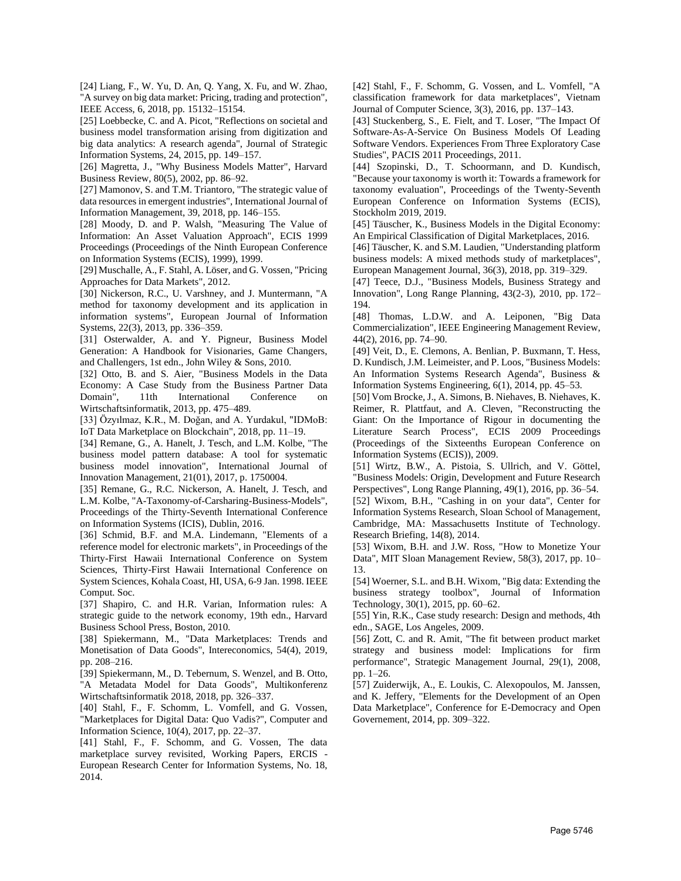[24] Liang, F., W. Yu, D. An, Q. Yang, X. Fu, and W. Zhao, "A survey on big data market: Pricing, trading and protection", IEEE Access, 6, 2018, pp. 15132–15154.

[25] Loebbecke, C. and A. Picot, "Reflections on societal and business model transformation arising from digitization and big data analytics: A research agenda", Journal of Strategic Information Systems, 24, 2015, pp. 149–157.

[26] Magretta, J., "Why Business Models Matter", Harvard Business Review, 80(5), 2002, pp. 86–92.

[27] Mamonov, S. and T.M. Triantoro, "The strategic value of data resources in emergent industries", International Journal of Information Management, 39, 2018, pp. 146–155.

[28] Moody, D. and P. Walsh, "Measuring The Value of Information: An Asset Valuation Approach", ECIS 1999 Proceedings (Proceedings of the Ninth European Conference on Information Systems (ECIS), 1999), 1999.

[29] Muschalle, A., F. Stahl, A. Löser, and G. Vossen, "Pricing Approaches for Data Markets", 2012.

[30] Nickerson, R.C., U. Varshney, and J. Muntermann, "A method for taxonomy development and its application in information systems", European Journal of Information Systems, 22(3), 2013, pp. 336–359.

[31] Osterwalder, A. and Y. Pigneur, Business Model Generation: A Handbook for Visionaries, Game Changers, and Challengers, 1st edn., John Wiley & Sons, 2010.

[32] Otto, B. and S. Aier, "Business Models in the Data Economy: A Case Study from the Business Partner Data Domain", 11th International Conference on Wirtschaftsinformatik, 2013, pp. 475–489.

[33] Özyılmaz, K.R., M. Doğan, and A. Yurdakul, "IDMoB: IoT Data Marketplace on Blockchain", 2018, pp. 11–19.

[34] Remane, G., A. Hanelt, J. Tesch, and L.M. Kolbe, "The business model pattern database: A tool for systematic business model innovation", International Journal of Innovation Management, 21(01), 2017, p. 1750004.

[35] Remane, G., R.C. Nickerson, A. Hanelt, J. Tesch, and L.M. Kolbe, "A-Taxonomy-of-Carsharing-Business-Models", Proceedings of the Thirty-Seventh International Conference on Information Systems (ICIS), Dublin, 2016.

[36] Schmid, B.F. and M.A. Lindemann, "Elements of a reference model for electronic markets", in Proceedings of the Thirty-First Hawaii International Conference on System Sciences, Thirty-First Hawaii International Conference on System Sciences, Kohala Coast, HI, USA, 6-9 Jan. 1998. IEEE Comput. Soc.

[37] Shapiro, C. and H.R. Varian, Information rules: A strategic guide to the network economy, 19th edn., Harvard Business School Press, Boston, 2010.

[38] Spiekermann, M., "Data Marketplaces: Trends and Monetisation of Data Goods", Intereconomics, 54(4), 2019, pp. 208–216.

[39] Spiekermann, M., D. Tebernum, S. Wenzel, and B. Otto, "A Metadata Model for Data Goods", Multikonferenz Wirtschaftsinformatik 2018, 2018, pp. 326–337.

[40] Stahl, F., F. Schomm, L. Vomfell, and G. Vossen, "Marketplaces for Digital Data: Quo Vadis?", Computer and Information Science, 10(4), 2017, pp. 22–37.

[41] Stahl, F., F. Schomm, and G. Vossen, The data marketplace survey revisited, Working Papers, ERCIS - European Research Center for Information Systems, No. 18, 2014.

[42] Stahl, F., F. Schomm, G. Vossen, and L. Vomfell, "A classification framework for data marketplaces", Vietnam Journal of Computer Science, 3(3), 2016, pp. 137–143.

[43] Stuckenberg, S., E. Fielt, and T. Loser, "The Impact Of Software-As-A-Service On Business Models Of Leading Software Vendors. Experiences From Three Exploratory Case Studies", PACIS 2011 Proceedings, 2011.

[44] Szopinski, D., T. Schoormann, and D. Kundisch, "Because your taxonomy is worth it: Towards a framework for taxonomy evaluation", Proceedings of the Twenty-Seventh European Conference on Information Systems (ECIS), Stockholm 2019, 2019.

[45] Täuscher, K., Business Models in the Digital Economy: An Empirical Classification of Digital Marketplaces, 2016.

[46] Täuscher, K. and S.M. Laudien, "Understanding platform business models: A mixed methods study of marketplaces", European Management Journal, 36(3), 2018, pp. 319–329.

[47] Teece, D.J., "Business Models, Business Strategy and Innovation", Long Range Planning, 43(2-3), 2010, pp. 172–194.

[48] Thomas, L.D.W. and A. Leiponen, "Big Data Commercialization", IEEE Engineering Management Review, 44(2), 2016, pp. 74–90.

[49] Veit, D., E. Clemons, A. Benlian, P. Buxmann, T. Hess, D. Kundisch, J.M. Leimeister, and P. Loos, "Business Models: An Information Systems Research Agenda", Business & Information Systems Engineering, 6(1), 2014, pp. 45–53.

[50] Vom Brocke, J., A. Simons, B. Niehaves, B. Niehaves, K. Reimer, R. Plattfaut, and A. Cleven, "Reconstructing the Giant: On the Importance of Rigour in documenting the Literature Search Process", ECIS 2009 Proceedings (Proceedings of the Sixteenths European Conference on Information Systems (ECIS)), 2009.

[51] Wirtz, B.W., A. Pistoia, S. Ullrich, and V. Göttel, "Business Models: Origin, Development and Future Research Perspectives", Long Range Planning, 49(1), 2016, pp. 36–54.

[52] Wixom, B.H., "Cashing in on your data", Center for Information Systems Research, Sloan School of Management, Cambridge, MA: Massachusetts Institute of Technology. Research Briefing, 14(8), 2014.

[53] Wixom, B.H. and J.W. Ross, "How to Monetize Your Data", MIT Sloan Management Review, 58(3), 2017, pp. 10–13.

[54] Woerner, S.L. and B.H. Wixom, "Big data: Extending the business strategy toolbox", Journal of Information Technology, 30(1), 2015, pp. 60–62.

[55] Yin, R.K., Case study research: Design and methods, 4th edn., SAGE, Los Angeles, 2009.

[56] Zott, C. and R. Amit, "The fit between product market strategy and business model: Implications for firm performance", Strategic Management Journal, 29(1), 2008, pp. 1–26.

[57] Zuiderwijk, A., E. Loukis, C. Alexopoulos, M. Janssen, and K. Jeffery, "Elements for the Development of an Open Data Marketplace", Conference for E-Democracy and Open Governement, 2014, pp. 309–322.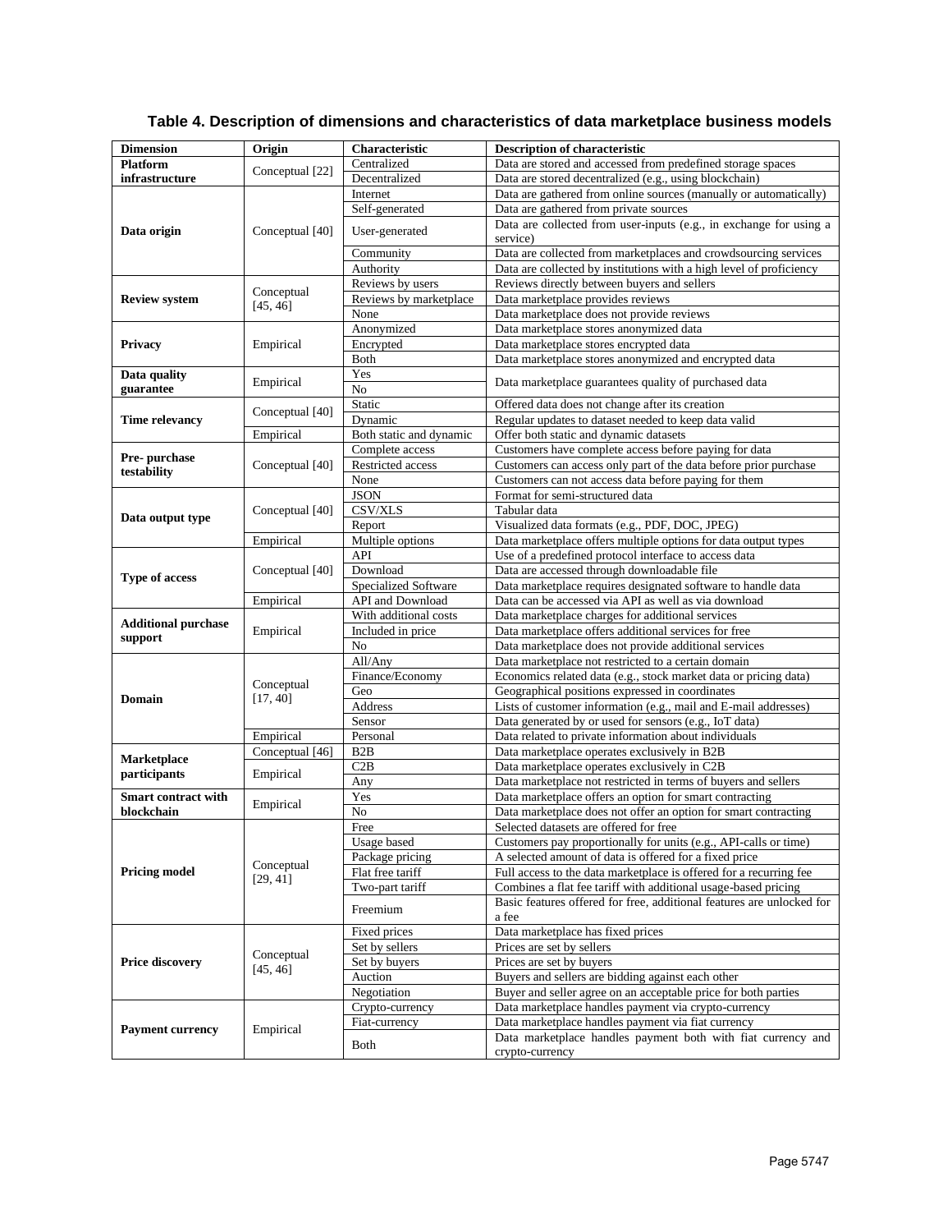**Table 4. Description of dimensions and characteristics of data marketplace business models**

| Dimension | Origin | Characteristic | Description of characteristic |
|---|---|---|---|
| **Platform infrastructure** | Conceptual [22] | Centralized | Data are stored and accessed from predefined storage spaces |
| | | Decentralized | Data are stored decentralized (e.g., using blockchain) |
| **Data origin** | Conceptual [40] | Internet | Data are gathered from online sources (manually or automatically) |
| | | Self-generated | Data are gathered from private sources |
| | | User-generated | Data are collected from user-inputs (e.g., in exchange for using a service) |
| | | Community | Data are collected from marketplaces and crowdsourcing services |
| | | Authority | Data are collected by institutions with a high level of proficiency |
| **Review system** | Conceptual [45, 46] | Reviews by users | Reviews directly between buyers and sellers |
| | | Reviews by marketplace | Data marketplace provides reviews |
| | | None | Data marketplace does not provide reviews |
| **Privacy** | Empirical | Anonymized | Data marketplace stores anonymized data |
| | | Encrypted | Data marketplace stores encrypted data |
| | | Both | Data marketplace stores anonymized and encrypted data |
| **Data quality guarantee** | Empirical | Yes | Data marketplace guarantees quality of purchased data |
| | | No | |
| **Time relevancy** | Conceptual [40] | Static | Offered data does not change after its creation |
| | | Dynamic | Regular updates to dataset needed to keep data valid |
| | Empirical | Both static and dynamic | Offer both static and dynamic datasets |
| **Pre- purchase testability** | Conceptual [40] | Complete access | Customers have complete access before paying for data |
| | | Restricted access | Customers can access only part of the data before prior purchase |
| | | None | Customers can not access data before paying for them |
| **Data output type** | Conceptual [40] | JSON | Format for semi-structured data |
| | | CSV/XLS | Tabular data |
| | | Report | Visualized data formats (e.g., PDF, DOC, JPEG) |
| | Empirical | Multiple options | Data marketplace offers multiple options for data output types |
| **Type of access** | Conceptual [40] | API | Use of a predefined protocol interface to access data |
| | | Download | Data are accessed through downloadable file |
| | | Specialized Software | Data marketplace requires designated software to handle data |
| | Empirical | API and Download | Data can be accessed via API as well as via download |
| **Additional purchase support** | Empirical | With additional costs | Data marketplace charges for additional services |
| | | Included in price | Data marketplace offers additional services for free |
| | | No | Data marketplace does not provide additional services |
| **Domain** | Conceptual [17, 40] | All/Any | Data marketplace not restricted to a certain domain |
| | | Finance/Economy | Economics related data (e.g., stock market data or pricing data) |
| | | Geo | Geographical positions expressed in coordinates |
| | | Address | Lists of customer information (e.g., mail and E-mail addresses) |
| | | Sensor | Data generated by or used for sensors (e.g., IoT data) |
| | Empirical | Personal | Data related to private information about individuals |
| **Marketplace participants** | Conceptual [46] | B2B | Data marketplace operates exclusively in B2B |
| | Empirical | C2B | Data marketplace operates exclusively in C2B |
| | | Any | Data marketplace not restricted in terms of buyers and sellers |
| **Smart contract with blockchain** | Empirical | Yes | Data marketplace offers an option for smart contracting |
| | | No | Data marketplace does not offer an option for smart contracting |
| **Pricing model** | Conceptual [29, 41] | Free | Selected datasets are offered for free |
| | | Usage based | Customers pay proportionally for units (e.g., API-calls or time) |
| | | Package pricing | A selected amount of data is offered for a fixed price |
| | | Flat free tariff | Full access to the data marketplace is offered for a recurring fee |
| | | Two-part tariff | Combines a flat fee tariff with additional usage-based pricing |
| | | Freemium | Basic features offered for free, additional features are unlocked for a fee |
| **Price discovery** | Conceptual [45, 46] | Fixed prices | Data marketplace has fixed prices |
| | | Set by sellers | Prices are set by sellers |
| | | Set by buyers | Prices are set by buyers |
| | | Auction | Buyers and sellers are bidding against each other |
| | | Negotiation | Buyer and seller agree on an acceptable price for both parties |
| **Payment currency** | Empirical | Crypto-currency | Data marketplace handles payment via crypto-currency |
| | | Fiat-currency | Data marketplace handles payment via fiat currency |
| | | Both | Data marketplace handles payment both with fiat currency and crypto-currency |